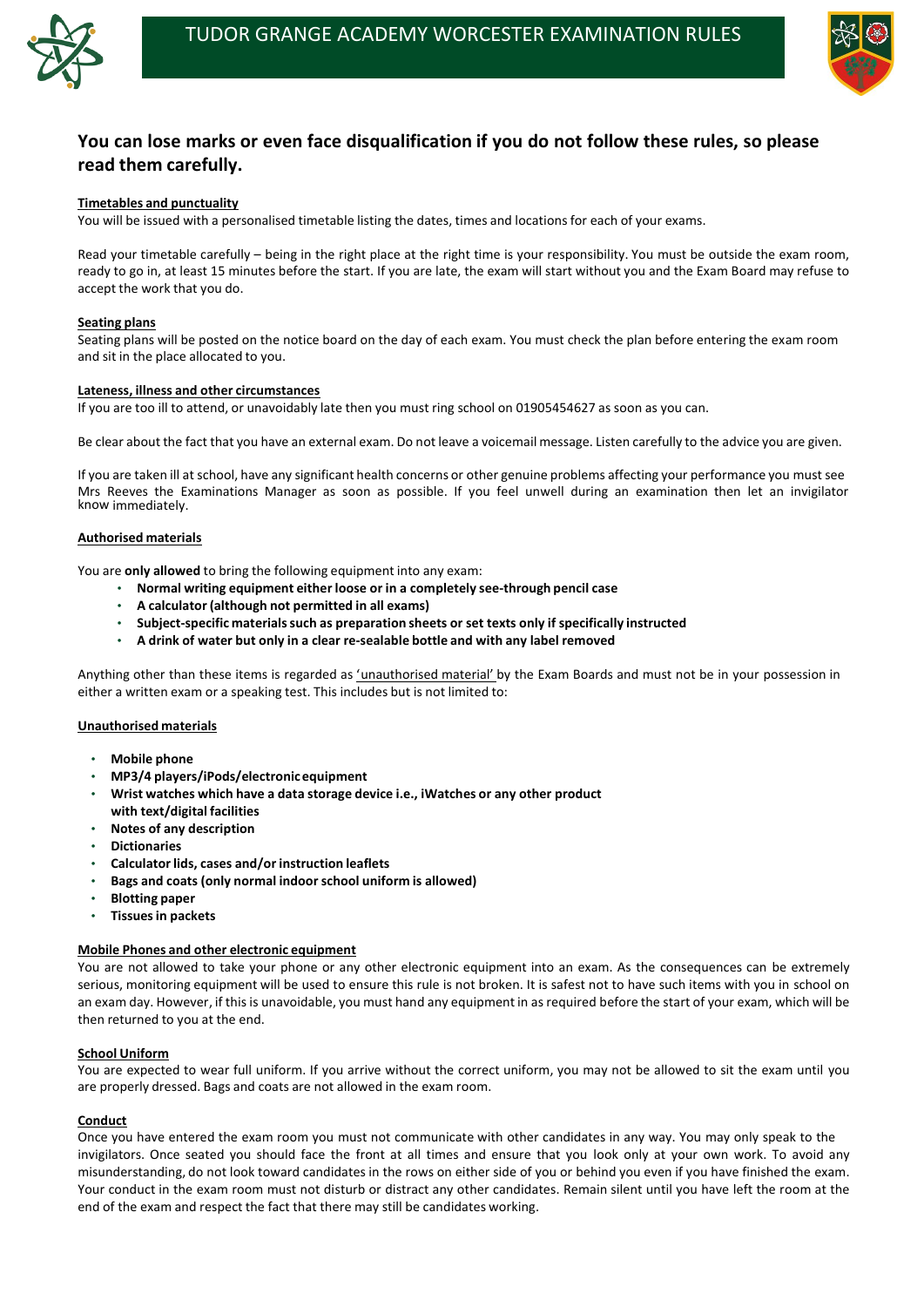# TUDOR GRANGE ACADEMY WORCESTER EXAMINATION RULES

## You can lose marks or even face disqualification if you do not follow these rules, so please read them carefully.

**Timetables and punctuality**

You will be issued with a personalised timetable listing the dates, times and locations for each of your exams.

Read your timetable carefully – being in the right place at the right time is your responsibility. You must be outside the exam room, ready to go in, at least 15 minutes before the start. If you are late, the exam will start without you and the Exam Board may refuse to accept the work that you do.

**Seating plans**

Seating plans will be posted on the notice board on the day of each exam. You must check the plan before entering the exam room and sit in the place allocated to you.

**Lateness, illness and other circumstances**

If you are too ill to attend, or unavoidably late then you must ring school on 01905454627 as soon as you can.

Be clear about the fact that you have an external exam. Do not leave a voicemail message. Listen carefully to the advice you are given.

If you are taken ill at school, have any significant health concerns or other genuine problems affecting your performance you must see Mrs Reeves the Examinations Manager as soon as possible. If you feel unwell during an examination then let an invigilator know immediately.

**Authorised materials**

You are **only allowed** to bring the following equipment into any exam:

- **Normal writing equipment either loose or in a completely see-through pencil case**
- **A calculator (although not permitted in all exams)**
- **Subject-specific materials such as preparation sheets or set texts only if specifically instructed**
- **A drink of water but only in a clear re-sealable bottle and with any label removed**

Anything other than these items is regarded as 'unauthorised material' by the Exam Boards and must not be in your possession in either a written exam or a speaking test. This includes but is not limited to:

**Unauthorised materials**

- **Mobile phone**
- **MP3/4 players/iPods/electronic equipment**
- **Wrist watches which have a data storage device i.e., iWatches or any other product with text/digital facilities**
- **Notes of any description**
- **Dictionaries**
- **Calculator lids, cases and/or instruction leaflets**
- **Bags and coats (only normal indoor school uniform is allowed)**
- **Blotting paper**
- **Tissues in packets**

**Mobile Phones and other electronic equipment**

You are not allowed to take your phone or any other electronic equipment into an exam. As the consequences can be extremely serious, monitoring equipment will be used to ensure this rule is not broken. It is safest not to have such items with you in school on an exam day. However, if this is unavoidable, you must hand any equipment in as required before the start of your exam, which will be then returned to you at the end.

**School Uniform**

You are expected to wear full uniform. If you arrive without the correct uniform, you may not be allowed to sit the exam until you are properly dressed. Bags and coats are not allowed in the exam room.

**Conduct**

Once you have entered the exam room you must not communicate with other candidates in any way. You may only speak to the invigilators. Once seated you should face the front at all times and ensure that you look only at your own work. To avoid any misunderstanding, do not look toward candidates in the rows on either side of you or behind you even if you have finished the exam. Your conduct in the exam room must not disturb or distract any other candidates. Remain silent until you have left the room at the end of the exam and respect the fact that there may still be candidates working.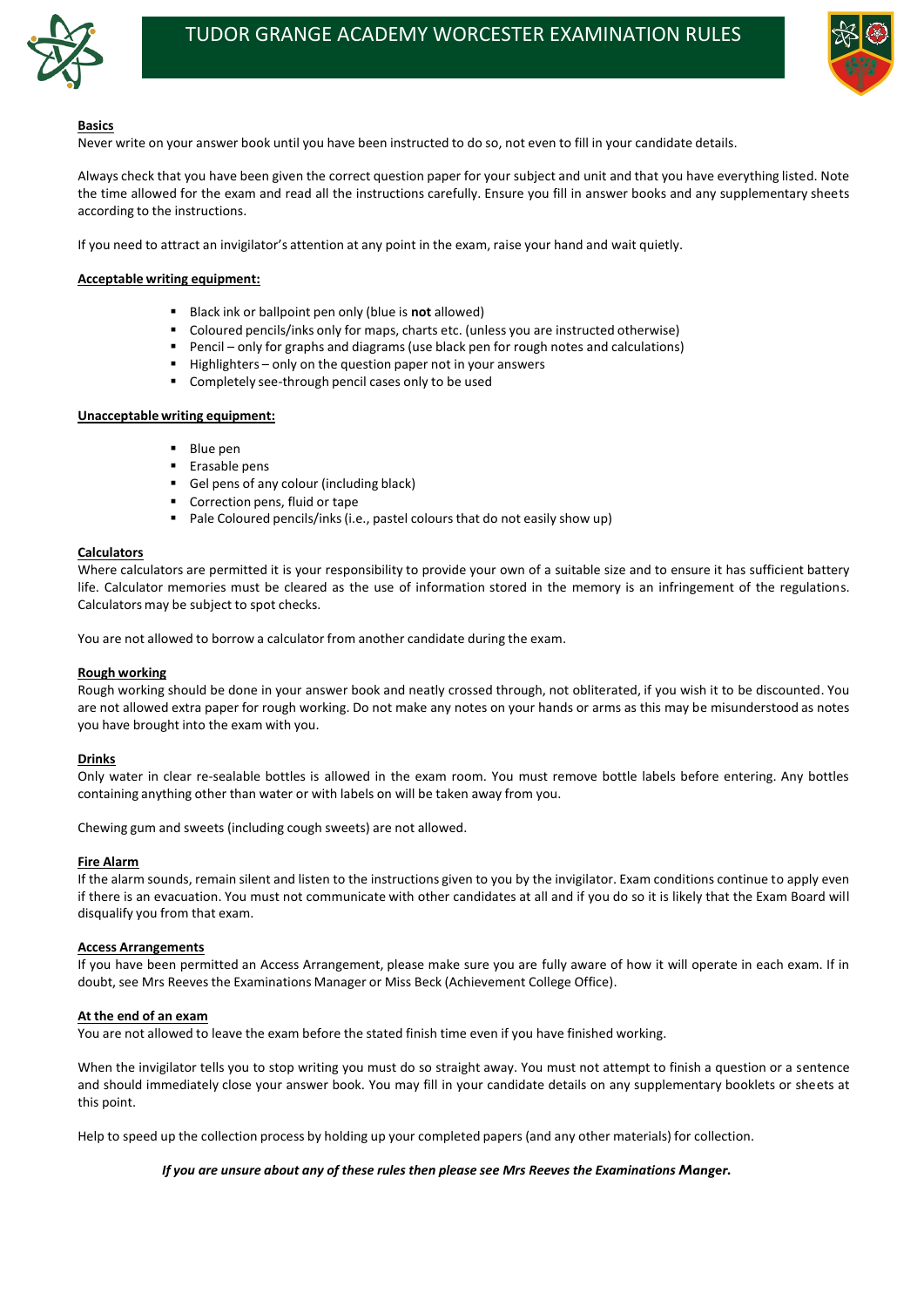# TUDOR GRANGE ACADEMY WORCESTER EXAMINATION RULES

**Basics**

Never write on your answer book until you have been instructed to do so, not even to fill in your candidate details.

Always check that you have been given the correct question paper for your subject and unit and that you have everything listed. Note the time allowed for the exam and read all the instructions carefully. Ensure you fill in answer books and any supplementary sheets according to the instructions.

If you need to attract an invigilator's attention at any point in the exam, raise your hand and wait quietly.

**Acceptable writing equipment:**

- Black ink or ballpoint pen only (blue is **not** allowed)
- Coloured pencils/inks only for maps, charts etc. (unless you are instructed otherwise)
- Pencil – only for graphs and diagrams (use black pen for rough notes and calculations)
- Highlighters – only on the question paper not in your answers
- Completely see-through pencil cases only to be used

**Unacceptable writing equipment:**

- Blue pen
- Erasable pens
- Gel pens of any colour (including black)
- Correction pens, fluid or tape
- Pale Coloured pencils/inks (i.e., pastel colours that do not easily show up)

**Calculators**

Where calculators are permitted it is your responsibility to provide your own of a suitable size and to ensure it has sufficient battery life. Calculator memories must be cleared as the use of information stored in the memory is an infringement of the regulations. Calculators may be subject to spot checks.

You are not allowed to borrow a calculator from another candidate during the exam.

**Rough working**

Rough working should be done in your answer book and neatly crossed through, not obliterated, if you wish it to be discounted. You are not allowed extra paper for rough working. Do not make any notes on your hands or arms as this may be misunderstood as notes you have brought into the exam with you.

**Drinks**

Only water in clear re-sealable bottles is allowed in the exam room. You must remove bottle labels before entering. Any bottles containing anything other than water or with labels on will be taken away from you.

Chewing gum and sweets (including cough sweets) are not allowed.

**Fire Alarm**

If the alarm sounds, remain silent and listen to the instructions given to you by the invigilator. Exam conditions continue to apply even if there is an evacuation. You must not communicate with other candidates at all and if you do so it is likely that the Exam Board will disqualify you from that exam.

**Access Arrangements**

If you have been permitted an Access Arrangement, please make sure you are fully aware of how it will operate in each exam. If in doubt, see Mrs Reeves the Examinations Manager or Miss Beck (Achievement College Office).

**At the end of an exam**

You are not allowed to leave the exam before the stated finish time even if you have finished working.

When the invigilator tells you to stop writing you must do so straight away. You must not attempt to finish a question or a sentence and should immediately close your answer book. You may fill in your candidate details on any supplementary booklets or sheets at this point.

Help to speed up the collection process by holding up your completed papers (and any other materials) for collection.

***If you are unsure about any of these rules then please see Mrs Reeves the Examinations Manger.***